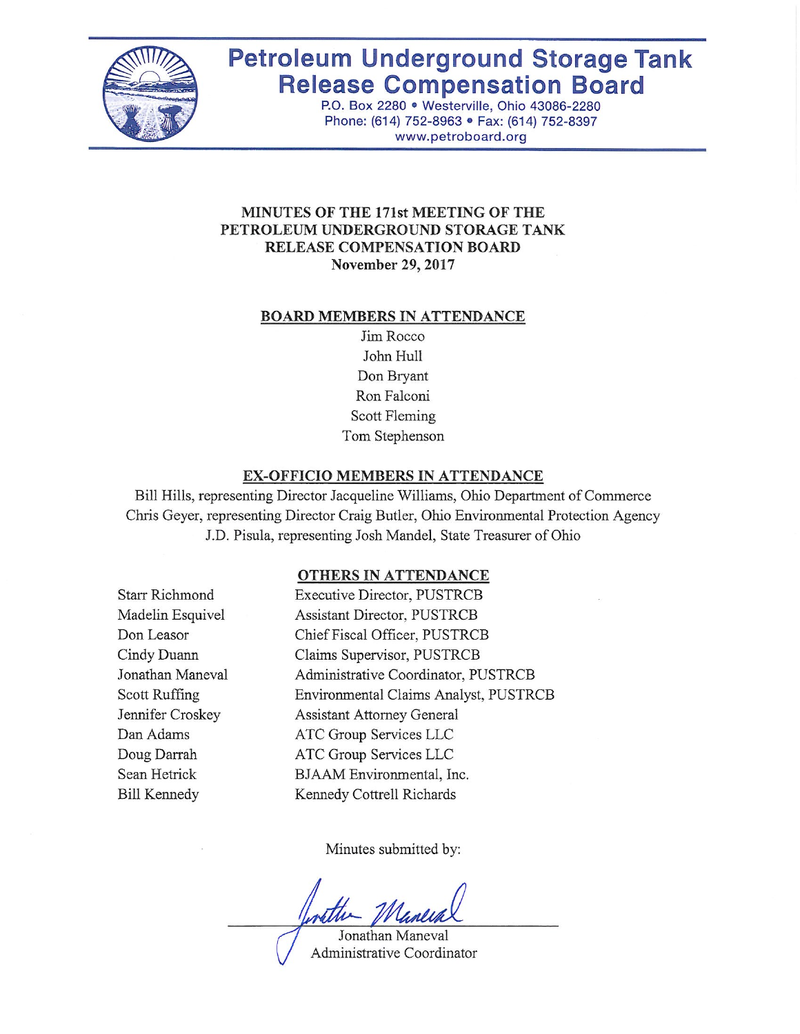# Petroleum Underground Storage Tank Release Compensation Board

P.O. Box 2280 • Westerville, Ohio 43086-2280
Phone: (614) 752-8963 • Fax: (614) 752-8397
www.petroboard.org

## MINUTES OF THE 171st MEETING OF THE PETROLEUM UNDERGROUND STORAGE TANK RELEASE COMPENSATION BOARD
**November 29, 2017**

### BOARD MEMBERS IN ATTENDANCE

Jim Rocco
John Hull
Don Bryant
Ron Falconi
Scott Fleming
Tom Stephenson

### EX-OFFICIO MEMBERS IN ATTENDANCE

Bill Hills, representing Director Jacqueline Williams, Ohio Department of Commerce
Chris Geyer, representing Director Craig Butler, Ohio Environmental Protection Agency
J.D. Pisula, representing Josh Mandel, State Treasurer of Ohio

### OTHERS IN ATTENDANCE

| | |
|---|---|
| Starr Richmond | Executive Director, PUSTRCB |
| Madelin Esquivel | Assistant Director, PUSTRCB |
| Don Leasor | Chief Fiscal Officer, PUSTRCB |
| Cindy Duann | Claims Supervisor, PUSTRCB |
| Jonathan Maneval | Administrative Coordinator, PUSTRCB |
| Scott Ruffing | Environmental Claims Analyst, PUSTRCB |
| Jennifer Croskey | Assistant Attorney General |
| Dan Adams | ATC Group Services LLC |
| Doug Darrah | ATC Group Services LLC |
| Sean Hetrick | BJAAM Environmental, Inc. |
| Bill Kennedy | Kennedy Cottrell Richards |

Minutes submitted by:

Jonathan Maneval
Administrative Coordinator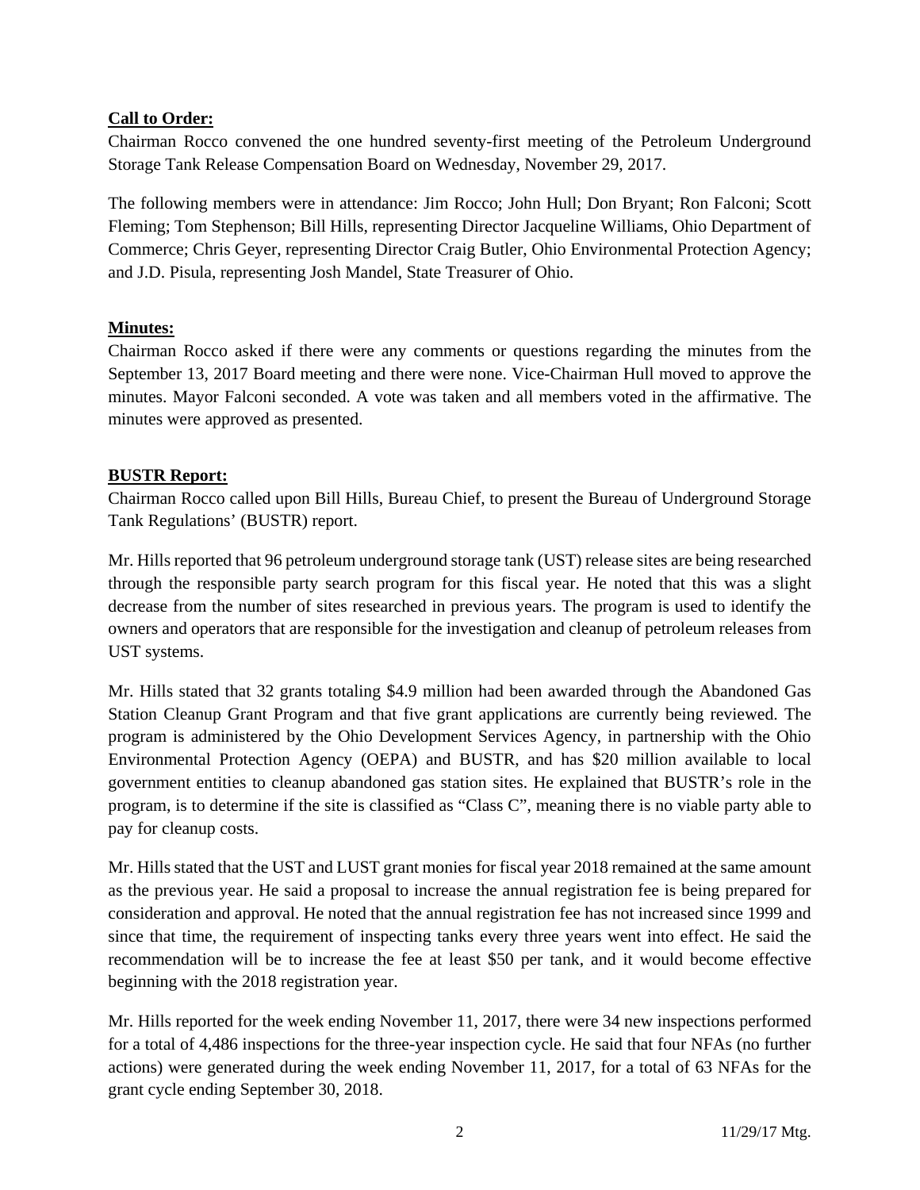**Call to Order:**

Chairman Rocco convened the one hundred seventy-first meeting of the Petroleum Underground Storage Tank Release Compensation Board on Wednesday, November 29, 2017.

The following members were in attendance: Jim Rocco; John Hull; Don Bryant; Ron Falconi; Scott Fleming; Tom Stephenson; Bill Hills, representing Director Jacqueline Williams, Ohio Department of Commerce; Chris Geyer, representing Director Craig Butler, Ohio Environmental Protection Agency; and J.D. Pisula, representing Josh Mandel, State Treasurer of Ohio.

**Minutes:**

Chairman Rocco asked if there were any comments or questions regarding the minutes from the September 13, 2017 Board meeting and there were none. Vice-Chairman Hull moved to approve the minutes. Mayor Falconi seconded. A vote was taken and all members voted in the affirmative. The minutes were approved as presented.

**BUSTR Report:**

Chairman Rocco called upon Bill Hills, Bureau Chief, to present the Bureau of Underground Storage Tank Regulations' (BUSTR) report.

Mr. Hills reported that 96 petroleum underground storage tank (UST) release sites are being researched through the responsible party search program for this fiscal year. He noted that this was a slight decrease from the number of sites researched in previous years. The program is used to identify the owners and operators that are responsible for the investigation and cleanup of petroleum releases from UST systems.

Mr. Hills stated that 32 grants totaling $4.9 million had been awarded through the Abandoned Gas Station Cleanup Grant Program and that five grant applications are currently being reviewed. The program is administered by the Ohio Development Services Agency, in partnership with the Ohio Environmental Protection Agency (OEPA) and BUSTR, and has $20 million available to local government entities to cleanup abandoned gas station sites. He explained that BUSTR's role in the program, is to determine if the site is classified as "Class C", meaning there is no viable party able to pay for cleanup costs.

Mr. Hills stated that the UST and LUST grant monies for fiscal year 2018 remained at the same amount as the previous year. He said a proposal to increase the annual registration fee is being prepared for consideration and approval. He noted that the annual registration fee has not increased since 1999 and since that time, the requirement of inspecting tanks every three years went into effect. He said the recommendation will be to increase the fee at least $50 per tank, and it would become effective beginning with the 2018 registration year.

Mr. Hills reported for the week ending November 11, 2017, there were 34 new inspections performed for a total of 4,486 inspections for the three-year inspection cycle. He said that four NFAs (no further actions) were generated during the week ending November 11, 2017, for a total of 63 NFAs for the grant cycle ending September 30, 2018.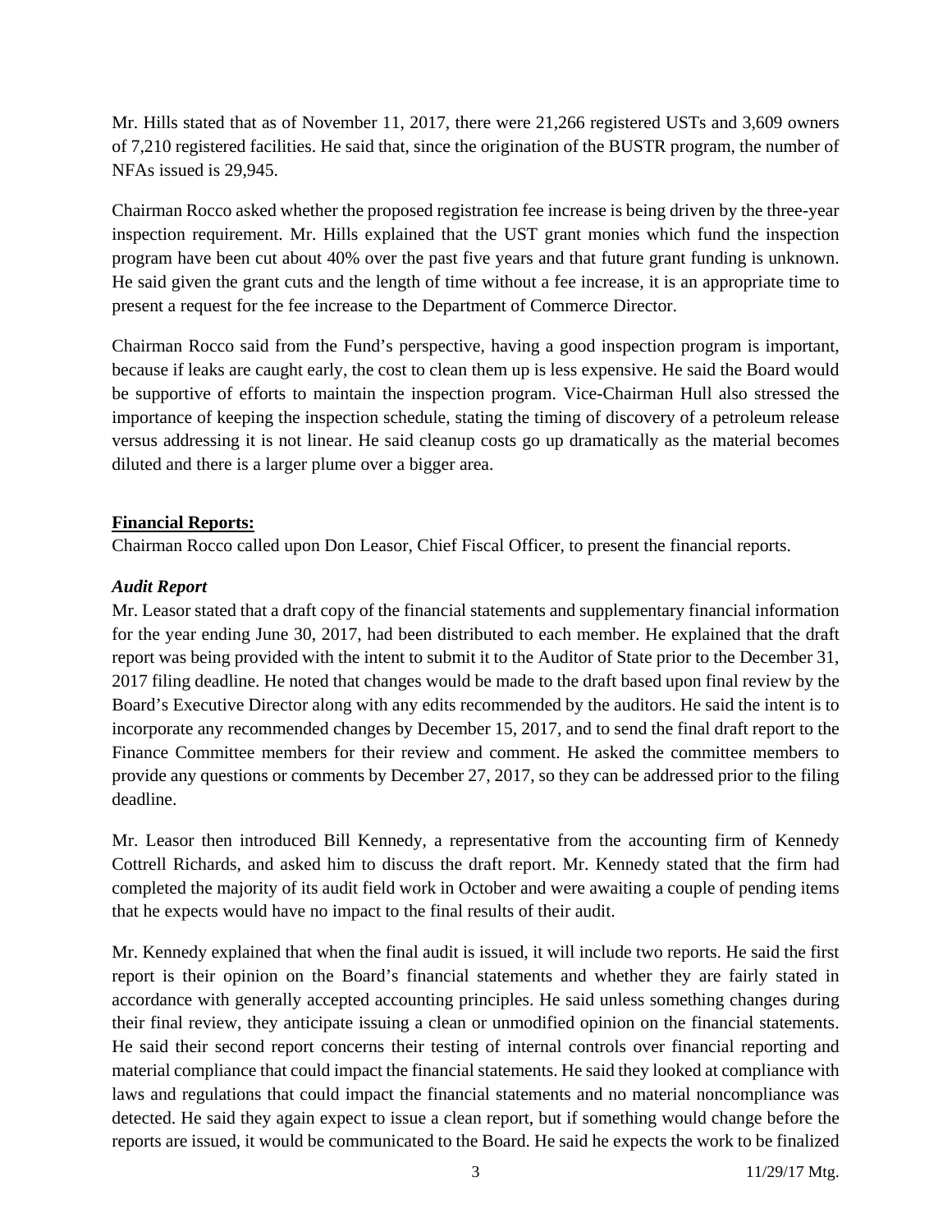Mr. Hills stated that as of November 11, 2017, there were 21,266 registered USTs and 3,609 owners of 7,210 registered facilities. He said that, since the origination of the BUSTR program, the number of NFAs issued is 29,945.

Chairman Rocco asked whether the proposed registration fee increase is being driven by the three-year inspection requirement. Mr. Hills explained that the UST grant monies which fund the inspection program have been cut about 40% over the past five years and that future grant funding is unknown. He said given the grant cuts and the length of time without a fee increase, it is an appropriate time to present a request for the fee increase to the Department of Commerce Director.

Chairman Rocco said from the Fund's perspective, having a good inspection program is important, because if leaks are caught early, the cost to clean them up is less expensive. He said the Board would be supportive of efforts to maintain the inspection program. Vice-Chairman Hull also stressed the importance of keeping the inspection schedule, stating the timing of discovery of a petroleum release versus addressing it is not linear. He said cleanup costs go up dramatically as the material becomes diluted and there is a larger plume over a bigger area.

## Financial Reports:

Chairman Rocco called upon Don Leasor, Chief Fiscal Officer, to present the financial reports.

### *Audit Report*

Mr. Leasor stated that a draft copy of the financial statements and supplementary financial information for the year ending June 30, 2017, had been distributed to each member. He explained that the draft report was being provided with the intent to submit it to the Auditor of State prior to the December 31, 2017 filing deadline. He noted that changes would be made to the draft based upon final review by the Board's Executive Director along with any edits recommended by the auditors. He said the intent is to incorporate any recommended changes by December 15, 2017, and to send the final draft report to the Finance Committee members for their review and comment. He asked the committee members to provide any questions or comments by December 27, 2017, so they can be addressed prior to the filing deadline.

Mr. Leasor then introduced Bill Kennedy, a representative from the accounting firm of Kennedy Cottrell Richards, and asked him to discuss the draft report. Mr. Kennedy stated that the firm had completed the majority of its audit field work in October and were awaiting a couple of pending items that he expects would have no impact to the final results of their audit.

Mr. Kennedy explained that when the final audit is issued, it will include two reports. He said the first report is their opinion on the Board's financial statements and whether they are fairly stated in accordance with generally accepted accounting principles. He said unless something changes during their final review, they anticipate issuing a clean or unmodified opinion on the financial statements. He said their second report concerns their testing of internal controls over financial reporting and material compliance that could impact the financial statements. He said they looked at compliance with laws and regulations that could impact the financial statements and no material noncompliance was detected. He said they again expect to issue a clean report, but if something would change before the reports are issued, it would be communicated to the Board. He said he expects the work to be finalized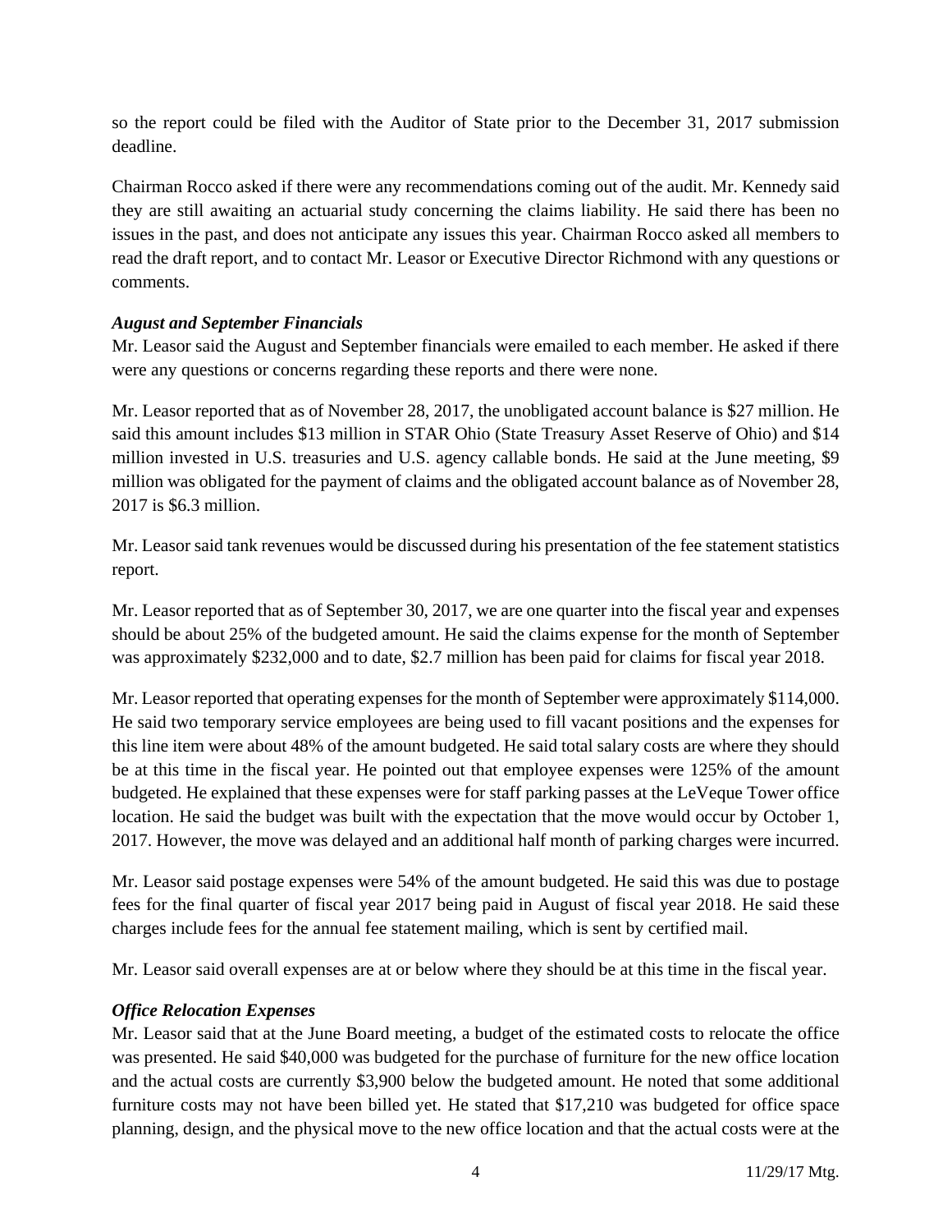so the report could be filed with the Auditor of State prior to the December 31, 2017 submission deadline.

Chairman Rocco asked if there were any recommendations coming out of the audit. Mr. Kennedy said they are still awaiting an actuarial study concerning the claims liability. He said there has been no issues in the past, and does not anticipate any issues this year. Chairman Rocco asked all members to read the draft report, and to contact Mr. Leasor or Executive Director Richmond with any questions or comments.

***August and September Financials***

Mr. Leasor said the August and September financials were emailed to each member. He asked if there were any questions or concerns regarding these reports and there were none.

Mr. Leasor reported that as of November 28, 2017, the unobligated account balance is $27 million. He said this amount includes $13 million in STAR Ohio (State Treasury Asset Reserve of Ohio) and $14 million invested in U.S. treasuries and U.S. agency callable bonds. He said at the June meeting, $9 million was obligated for the payment of claims and the obligated account balance as of November 28, 2017 is $6.3 million.

Mr. Leasor said tank revenues would be discussed during his presentation of the fee statement statistics report.

Mr. Leasor reported that as of September 30, 2017, we are one quarter into the fiscal year and expenses should be about 25% of the budgeted amount. He said the claims expense for the month of September was approximately $232,000 and to date, $2.7 million has been paid for claims for fiscal year 2018.

Mr. Leasor reported that operating expenses for the month of September were approximately $114,000. He said two temporary service employees are being used to fill vacant positions and the expenses for this line item were about 48% of the amount budgeted. He said total salary costs are where they should be at this time in the fiscal year. He pointed out that employee expenses were 125% of the amount budgeted. He explained that these expenses were for staff parking passes at the LeVeque Tower office location. He said the budget was built with the expectation that the move would occur by October 1, 2017. However, the move was delayed and an additional half month of parking charges were incurred.

Mr. Leasor said postage expenses were 54% of the amount budgeted. He said this was due to postage fees for the final quarter of fiscal year 2017 being paid in August of fiscal year 2018. He said these charges include fees for the annual fee statement mailing, which is sent by certified mail.

Mr. Leasor said overall expenses are at or below where they should be at this time in the fiscal year.

***Office Relocation Expenses***

Mr. Leasor said that at the June Board meeting, a budget of the estimated costs to relocate the office was presented. He said $40,000 was budgeted for the purchase of furniture for the new office location and the actual costs are currently $3,900 below the budgeted amount. He noted that some additional furniture costs may not have been billed yet. He stated that $17,210 was budgeted for office space planning, design, and the physical move to the new office location and that the actual costs were at the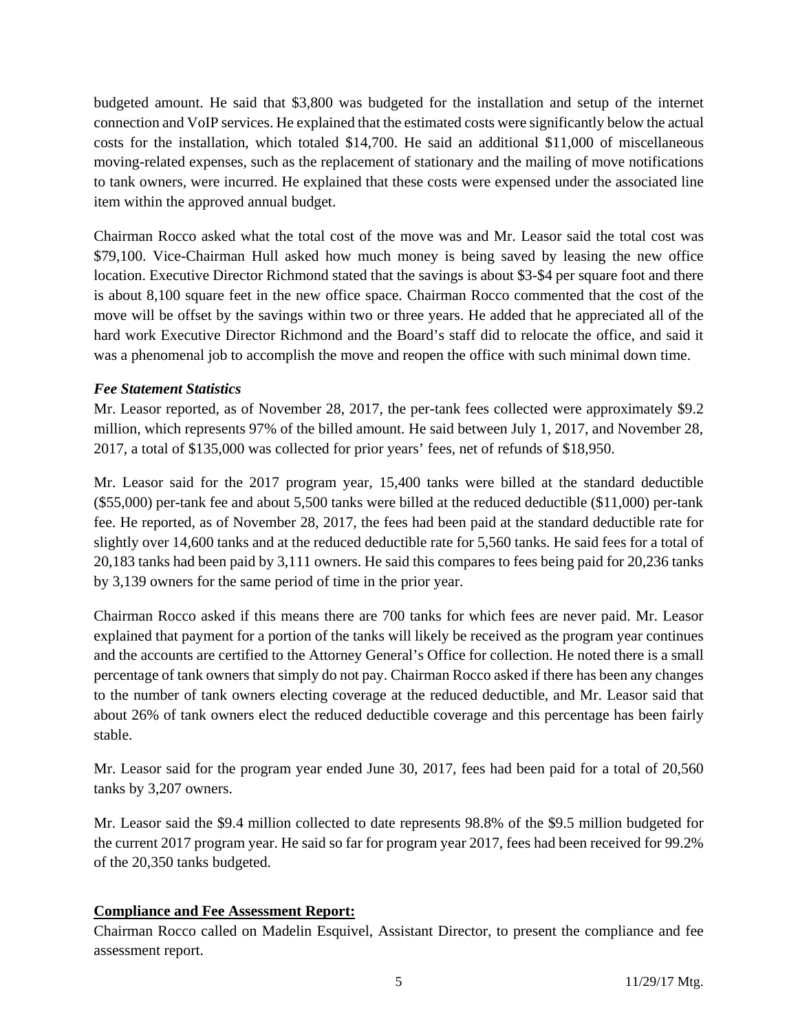budgeted amount. He said that $3,800 was budgeted for the installation and setup of the internet connection and VoIP services. He explained that the estimated costs were significantly below the actual costs for the installation, which totaled $14,700. He said an additional $11,000 of miscellaneous moving-related expenses, such as the replacement of stationary and the mailing of move notifications to tank owners, were incurred. He explained that these costs were expensed under the associated line item within the approved annual budget.

Chairman Rocco asked what the total cost of the move was and Mr. Leasor said the total cost was $79,100. Vice-Chairman Hull asked how much money is being saved by leasing the new office location. Executive Director Richmond stated that the savings is about $3-$4 per square foot and there is about 8,100 square feet in the new office space. Chairman Rocco commented that the cost of the move will be offset by the savings within two or three years. He added that he appreciated all of the hard work Executive Director Richmond and the Board's staff did to relocate the office, and said it was a phenomenal job to accomplish the move and reopen the office with such minimal down time.

***Fee Statement Statistics***

Mr. Leasor reported, as of November 28, 2017, the per-tank fees collected were approximately $9.2 million, which represents 97% of the billed amount. He said between July 1, 2017, and November 28, 2017, a total of $135,000 was collected for prior years' fees, net of refunds of $18,950.

Mr. Leasor said for the 2017 program year, 15,400 tanks were billed at the standard deductible ($55,000) per-tank fee and about 5,500 tanks were billed at the reduced deductible ($11,000) per-tank fee. He reported, as of November 28, 2017, the fees had been paid at the standard deductible rate for slightly over 14,600 tanks and at the reduced deductible rate for 5,560 tanks. He said fees for a total of 20,183 tanks had been paid by 3,111 owners. He said this compares to fees being paid for 20,236 tanks by 3,139 owners for the same period of time in the prior year.

Chairman Rocco asked if this means there are 700 tanks for which fees are never paid. Mr. Leasor explained that payment for a portion of the tanks will likely be received as the program year continues and the accounts are certified to the Attorney General's Office for collection. He noted there is a small percentage of tank owners that simply do not pay. Chairman Rocco asked if there has been any changes to the number of tank owners electing coverage at the reduced deductible, and Mr. Leasor said that about 26% of tank owners elect the reduced deductible coverage and this percentage has been fairly stable.

Mr. Leasor said for the program year ended June 30, 2017, fees had been paid for a total of 20,560 tanks by 3,207 owners.

Mr. Leasor said the $9.4 million collected to date represents 98.8% of the $9.5 million budgeted for the current 2017 program year. He said so far for program year 2017, fees had been received for 99.2% of the 20,350 tanks budgeted.

## **Compliance and Fee Assessment Report:**

Chairman Rocco called on Madelin Esquivel, Assistant Director, to present the compliance and fee assessment report.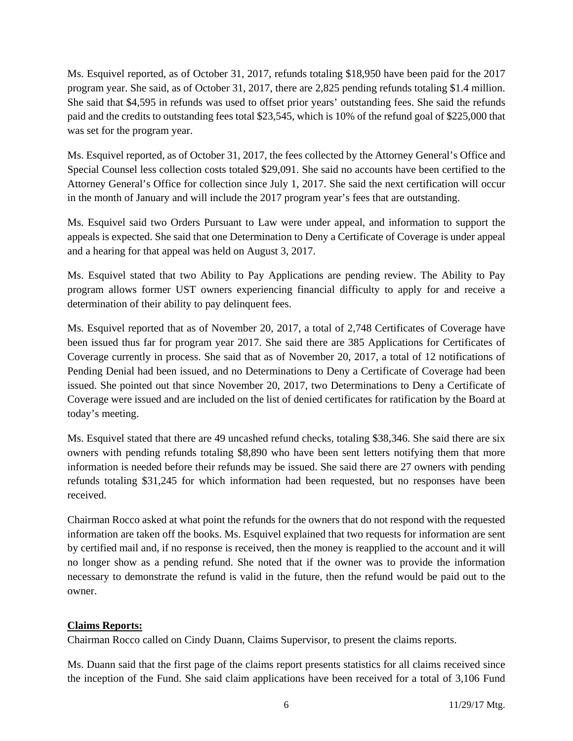Ms. Esquivel reported, as of October 31, 2017, refunds totaling $18,950 have been paid for the 2017 program year. She said, as of October 31, 2017, there are 2,825 pending refunds totaling $1.4 million. She said that $4,595 in refunds was used to offset prior years' outstanding fees. She said the refunds paid and the credits to outstanding fees total $23,545, which is 10% of the refund goal of $225,000 that was set for the program year.

Ms. Esquivel reported, as of October 31, 2017, the fees collected by the Attorney General's Office and Special Counsel less collection costs totaled $29,091. She said no accounts have been certified to the Attorney General's Office for collection since July 1, 2017. She said the next certification will occur in the month of January and will include the 2017 program year's fees that are outstanding.

Ms. Esquivel said two Orders Pursuant to Law were under appeal, and information to support the appeals is expected. She said that one Determination to Deny a Certificate of Coverage is under appeal and a hearing for that appeal was held on August 3, 2017.

Ms. Esquivel stated that two Ability to Pay Applications are pending review. The Ability to Pay program allows former UST owners experiencing financial difficulty to apply for and receive a determination of their ability to pay delinquent fees.

Ms. Esquivel reported that as of November 20, 2017, a total of 2,748 Certificates of Coverage have been issued thus far for program year 2017. She said there are 385 Applications for Certificates of Coverage currently in process. She said that as of November 20, 2017, a total of 12 notifications of Pending Denial had been issued, and no Determinations to Deny a Certificate of Coverage had been issued. She pointed out that since November 20, 2017, two Determinations to Deny a Certificate of Coverage were issued and are included on the list of denied certificates for ratification by the Board at today's meeting.

Ms. Esquivel stated that there are 49 uncashed refund checks, totaling $38,346. She said there are six owners with pending refunds totaling $8,890 who have been sent letters notifying them that more information is needed before their refunds may be issued. She said there are 27 owners with pending refunds totaling $31,245 for which information had been requested, but no responses have been received.

Chairman Rocco asked at what point the refunds for the owners that do not respond with the requested information are taken off the books. Ms. Esquivel explained that two requests for information are sent by certified mail and, if no response is received, then the money is reapplied to the account and it will no longer show as a pending refund. She noted that if the owner was to provide the information necessary to demonstrate the refund is valid in the future, then the refund would be paid out to the owner.

**Claims Reports:**

Chairman Rocco called on Cindy Duann, Claims Supervisor, to present the claims reports.

Ms. Duann said that the first page of the claims report presents statistics for all claims received since the inception of the Fund. She said claim applications have been received for a total of 3,106 Fund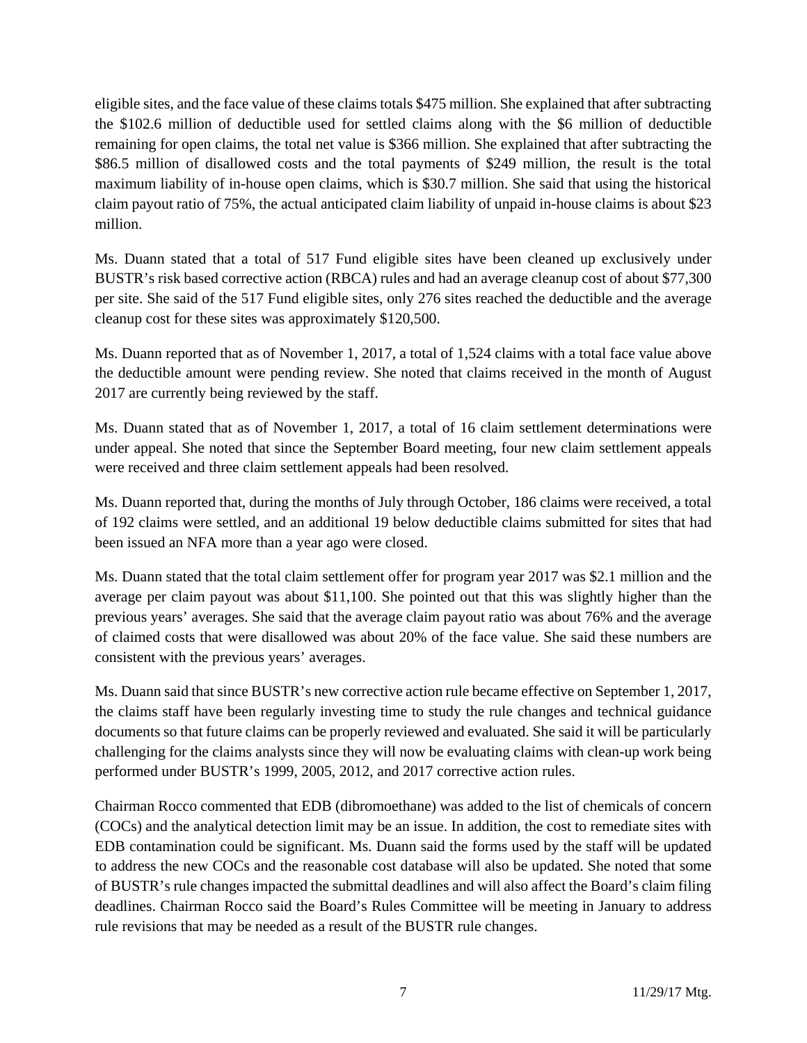eligible sites, and the face value of these claims totals $475 million. She explained that after subtracting the $102.6 million of deductible used for settled claims along with the $6 million of deductible remaining for open claims, the total net value is $366 million. She explained that after subtracting the $86.5 million of disallowed costs and the total payments of $249 million, the result is the total maximum liability of in-house open claims, which is $30.7 million. She said that using the historical claim payout ratio of 75%, the actual anticipated claim liability of unpaid in-house claims is about $23 million.

Ms. Duann stated that a total of 517 Fund eligible sites have been cleaned up exclusively under BUSTR's risk based corrective action (RBCA) rules and had an average cleanup cost of about $77,300 per site. She said of the 517 Fund eligible sites, only 276 sites reached the deductible and the average cleanup cost for these sites was approximately $120,500.

Ms. Duann reported that as of November 1, 2017, a total of 1,524 claims with a total face value above the deductible amount were pending review. She noted that claims received in the month of August 2017 are currently being reviewed by the staff.

Ms. Duann stated that as of November 1, 2017, a total of 16 claim settlement determinations were under appeal. She noted that since the September Board meeting, four new claim settlement appeals were received and three claim settlement appeals had been resolved.

Ms. Duann reported that, during the months of July through October, 186 claims were received, a total of 192 claims were settled, and an additional 19 below deductible claims submitted for sites that had been issued an NFA more than a year ago were closed.

Ms. Duann stated that the total claim settlement offer for program year 2017 was $2.1 million and the average per claim payout was about $11,100. She pointed out that this was slightly higher than the previous years' averages. She said that the average claim payout ratio was about 76% and the average of claimed costs that were disallowed was about 20% of the face value. She said these numbers are consistent with the previous years' averages.

Ms. Duann said that since BUSTR's new corrective action rule became effective on September 1, 2017, the claims staff have been regularly investing time to study the rule changes and technical guidance documents so that future claims can be properly reviewed and evaluated. She said it will be particularly challenging for the claims analysts since they will now be evaluating claims with clean-up work being performed under BUSTR's 1999, 2005, 2012, and 2017 corrective action rules.

Chairman Rocco commented that EDB (dibromoethane) was added to the list of chemicals of concern (COCs) and the analytical detection limit may be an issue. In addition, the cost to remediate sites with EDB contamination could be significant. Ms. Duann said the forms used by the staff will be updated to address the new COCs and the reasonable cost database will also be updated. She noted that some of BUSTR's rule changes impacted the submittal deadlines and will also affect the Board's claim filing deadlines. Chairman Rocco said the Board's Rules Committee will be meeting in January to address rule revisions that may be needed as a result of the BUSTR rule changes.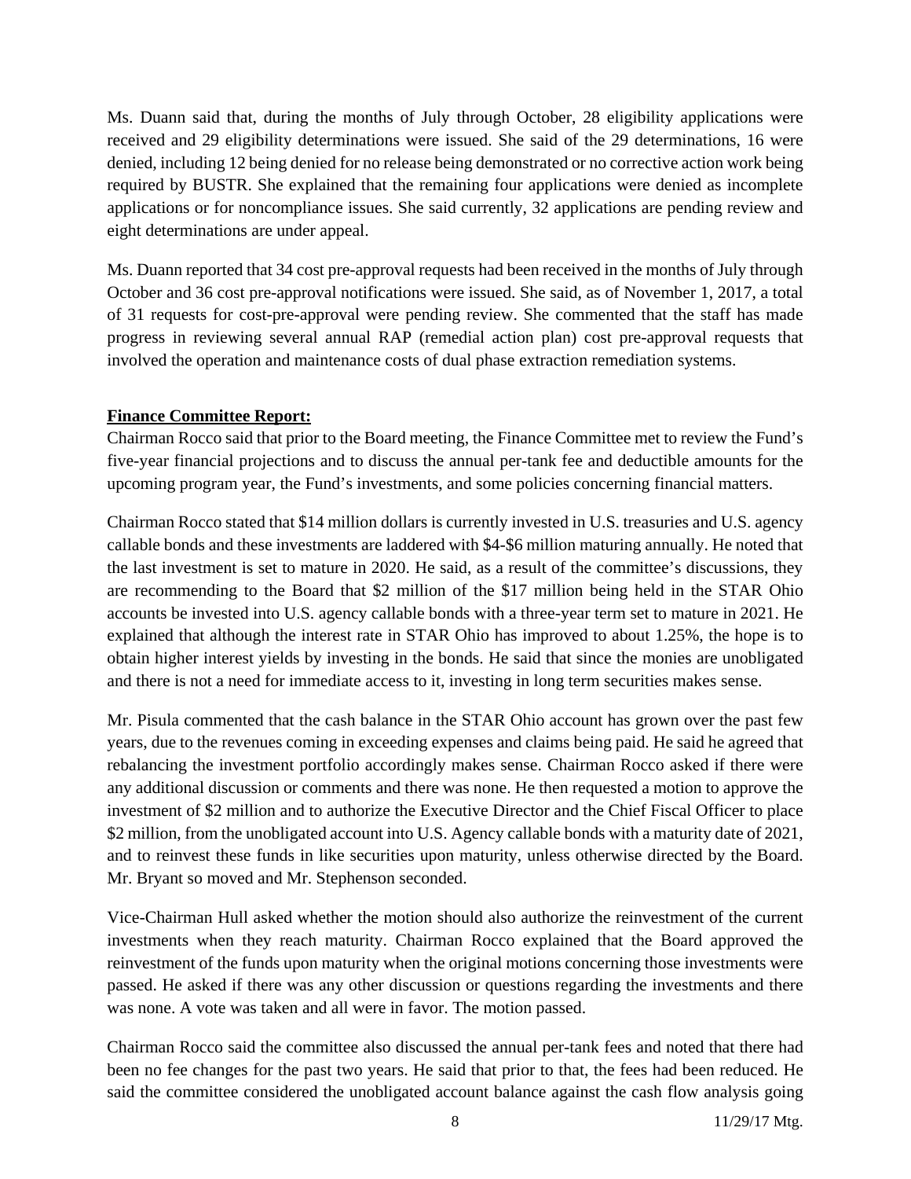Ms. Duann said that, during the months of July through October, 28 eligibility applications were received and 29 eligibility determinations were issued. She said of the 29 determinations, 16 were denied, including 12 being denied for no release being demonstrated or no corrective action work being required by BUSTR. She explained that the remaining four applications were denied as incomplete applications or for noncompliance issues. She said currently, 32 applications are pending review and eight determinations are under appeal.

Ms. Duann reported that 34 cost pre-approval requests had been received in the months of July through October and 36 cost pre-approval notifications were issued. She said, as of November 1, 2017, a total of 31 requests for cost-pre-approval were pending review. She commented that the staff has made progress in reviewing several annual RAP (remedial action plan) cost pre-approval requests that involved the operation and maintenance costs of dual phase extraction remediation systems.

**Finance Committee Report:**

Chairman Rocco said that prior to the Board meeting, the Finance Committee met to review the Fund's five-year financial projections and to discuss the annual per-tank fee and deductible amounts for the upcoming program year, the Fund's investments, and some policies concerning financial matters.

Chairman Rocco stated that $14 million dollars is currently invested in U.S. treasuries and U.S. agency callable bonds and these investments are laddered with $4-$6 million maturing annually. He noted that the last investment is set to mature in 2020. He said, as a result of the committee's discussions, they are recommending to the Board that $2 million of the $17 million being held in the STAR Ohio accounts be invested into U.S. agency callable bonds with a three-year term set to mature in 2021. He explained that although the interest rate in STAR Ohio has improved to about 1.25%, the hope is to obtain higher interest yields by investing in the bonds. He said that since the monies are unobligated and there is not a need for immediate access to it, investing in long term securities makes sense.

Mr. Pisula commented that the cash balance in the STAR Ohio account has grown over the past few years, due to the revenues coming in exceeding expenses and claims being paid. He said he agreed that rebalancing the investment portfolio accordingly makes sense. Chairman Rocco asked if there were any additional discussion or comments and there was none. He then requested a motion to approve the investment of $2 million and to authorize the Executive Director and the Chief Fiscal Officer to place $2 million, from the unobligated account into U.S. Agency callable bonds with a maturity date of 2021, and to reinvest these funds in like securities upon maturity, unless otherwise directed by the Board. Mr. Bryant so moved and Mr. Stephenson seconded.

Vice-Chairman Hull asked whether the motion should also authorize the reinvestment of the current investments when they reach maturity. Chairman Rocco explained that the Board approved the reinvestment of the funds upon maturity when the original motions concerning those investments were passed. He asked if there was any other discussion or questions regarding the investments and there was none. A vote was taken and all were in favor. The motion passed.

Chairman Rocco said the committee also discussed the annual per-tank fees and noted that there had been no fee changes for the past two years. He said that prior to that, the fees had been reduced. He said the committee considered the unobligated account balance against the cash flow analysis going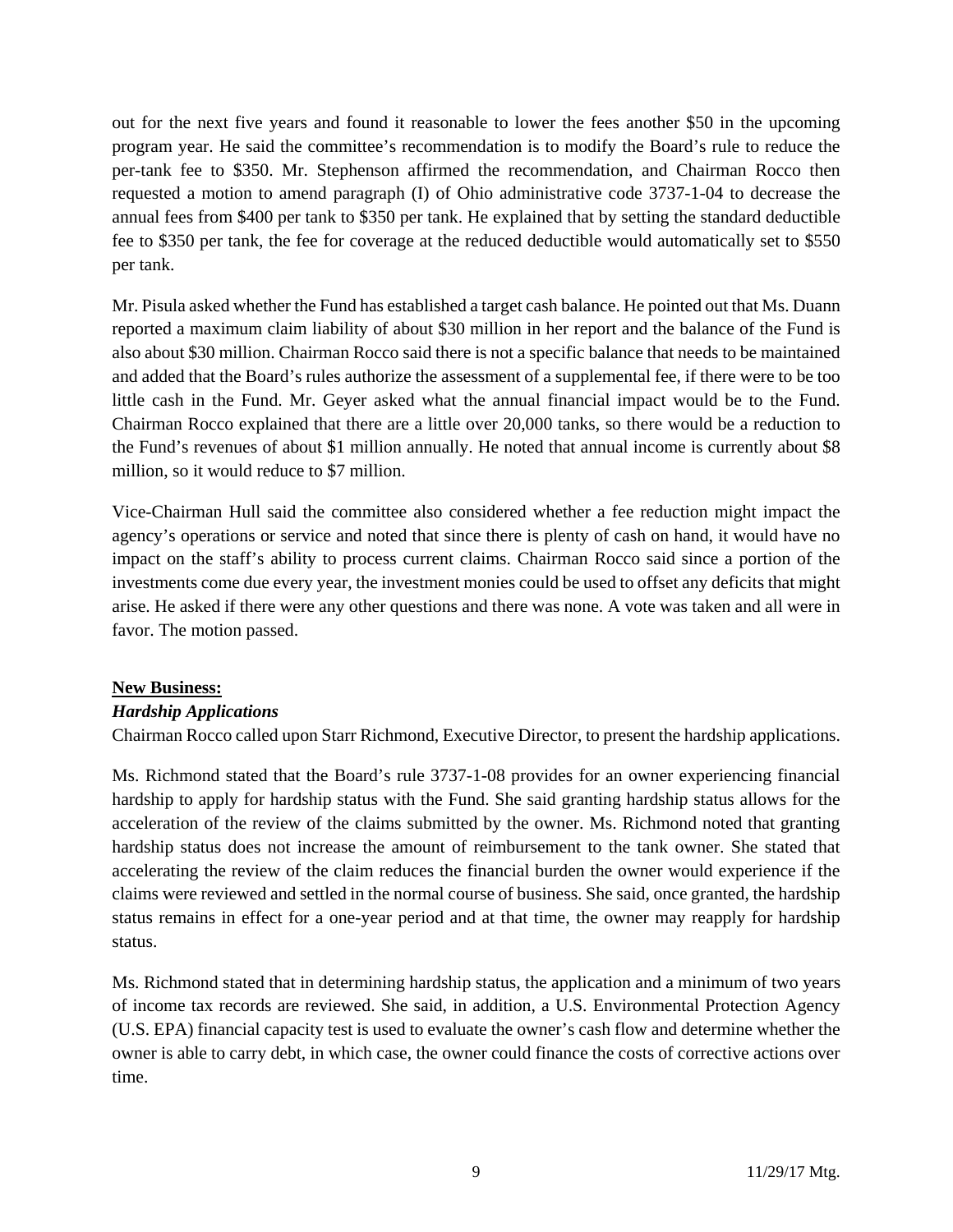out for the next five years and found it reasonable to lower the fees another $50 in the upcoming program year. He said the committee's recommendation is to modify the Board's rule to reduce the per-tank fee to $350. Mr. Stephenson affirmed the recommendation, and Chairman Rocco then requested a motion to amend paragraph (I) of Ohio administrative code 3737-1-04 to decrease the annual fees from $400 per tank to $350 per tank. He explained that by setting the standard deductible fee to $350 per tank, the fee for coverage at the reduced deductible would automatically set to $550 per tank.

Mr. Pisula asked whether the Fund has established a target cash balance. He pointed out that Ms. Duann reported a maximum claim liability of about $30 million in her report and the balance of the Fund is also about $30 million. Chairman Rocco said there is not a specific balance that needs to be maintained and added that the Board's rules authorize the assessment of a supplemental fee, if there were to be too little cash in the Fund. Mr. Geyer asked what the annual financial impact would be to the Fund. Chairman Rocco explained that there are a little over 20,000 tanks, so there would be a reduction to the Fund's revenues of about $1 million annually. He noted that annual income is currently about $8 million, so it would reduce to $7 million.

Vice-Chairman Hull said the committee also considered whether a fee reduction might impact the agency's operations or service and noted that since there is plenty of cash on hand, it would have no impact on the staff's ability to process current claims. Chairman Rocco said since a portion of the investments come due every year, the investment monies could be used to offset any deficits that might arise. He asked if there were any other questions and there was none. A vote was taken and all were in favor. The motion passed.

**New Business:**

***Hardship Applications***

Chairman Rocco called upon Starr Richmond, Executive Director, to present the hardship applications.

Ms. Richmond stated that the Board's rule 3737-1-08 provides for an owner experiencing financial hardship to apply for hardship status with the Fund. She said granting hardship status allows for the acceleration of the review of the claims submitted by the owner. Ms. Richmond noted that granting hardship status does not increase the amount of reimbursement to the tank owner. She stated that accelerating the review of the claim reduces the financial burden the owner would experience if the claims were reviewed and settled in the normal course of business. She said, once granted, the hardship status remains in effect for a one-year period and at that time, the owner may reapply for hardship status.

Ms. Richmond stated that in determining hardship status, the application and a minimum of two years of income tax records are reviewed. She said, in addition, a U.S. Environmental Protection Agency (U.S. EPA) financial capacity test is used to evaluate the owner's cash flow and determine whether the owner is able to carry debt, in which case, the owner could finance the costs of corrective actions over time.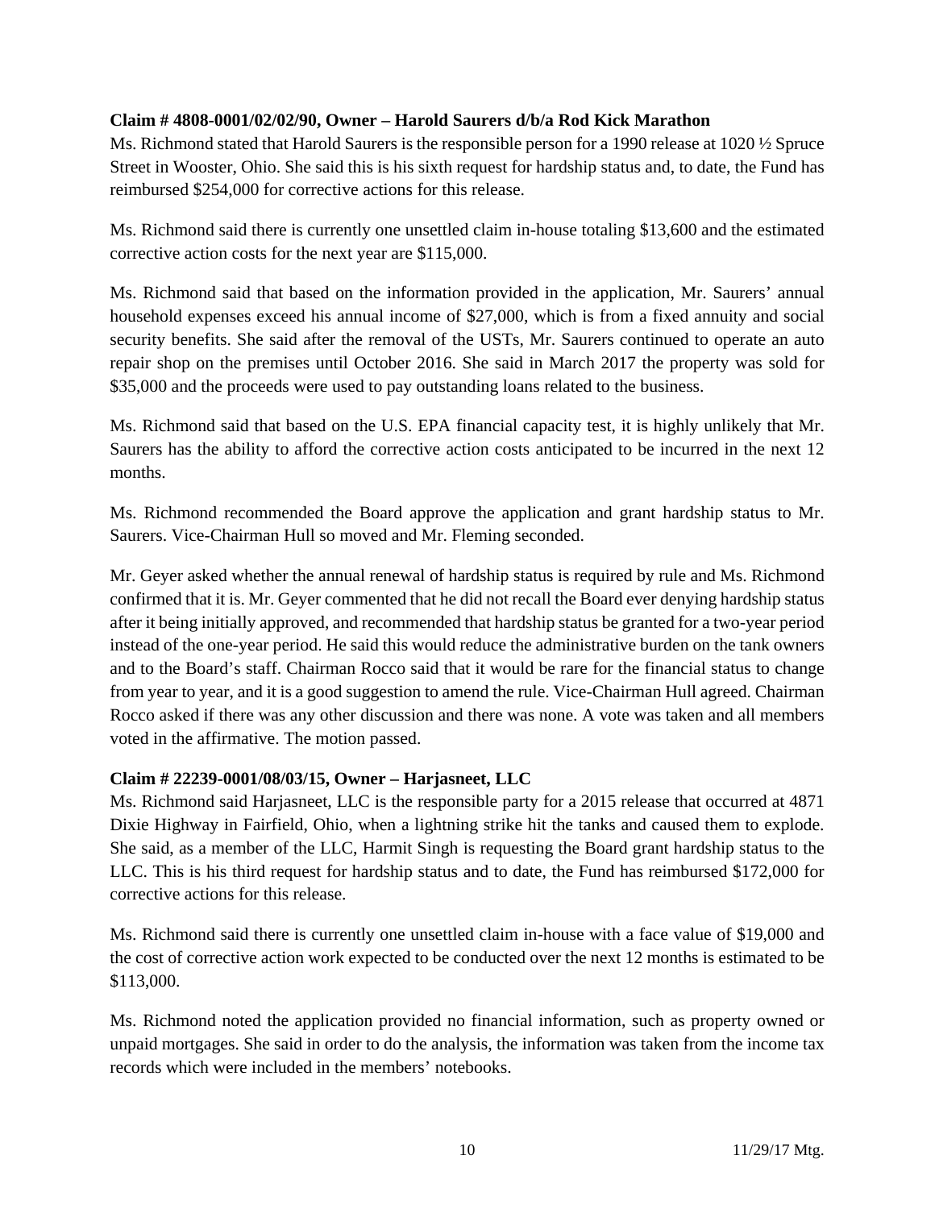**Claim # 4808-0001/02/02/90, Owner – Harold Saurers d/b/a Rod Kick Marathon**

Ms. Richmond stated that Harold Saurers is the responsible person for a 1990 release at 1020 ½ Spruce Street in Wooster, Ohio. She said this is his sixth request for hardship status and, to date, the Fund has reimbursed $254,000 for corrective actions for this release.

Ms. Richmond said there is currently one unsettled claim in-house totaling $13,600 and the estimated corrective action costs for the next year are $115,000.

Ms. Richmond said that based on the information provided in the application, Mr. Saurers' annual household expenses exceed his annual income of $27,000, which is from a fixed annuity and social security benefits. She said after the removal of the USTs, Mr. Saurers continued to operate an auto repair shop on the premises until October 2016. She said in March 2017 the property was sold for $35,000 and the proceeds were used to pay outstanding loans related to the business.

Ms. Richmond said that based on the U.S. EPA financial capacity test, it is highly unlikely that Mr. Saurers has the ability to afford the corrective action costs anticipated to be incurred in the next 12 months.

Ms. Richmond recommended the Board approve the application and grant hardship status to Mr. Saurers. Vice-Chairman Hull so moved and Mr. Fleming seconded.

Mr. Geyer asked whether the annual renewal of hardship status is required by rule and Ms. Richmond confirmed that it is. Mr. Geyer commented that he did not recall the Board ever denying hardship status after it being initially approved, and recommended that hardship status be granted for a two-year period instead of the one-year period. He said this would reduce the administrative burden on the tank owners and to the Board's staff. Chairman Rocco said that it would be rare for the financial status to change from year to year, and it is a good suggestion to amend the rule. Vice-Chairman Hull agreed. Chairman Rocco asked if there was any other discussion and there was none. A vote was taken and all members voted in the affirmative. The motion passed.

**Claim # 22239-0001/08/03/15, Owner – Harjasneet, LLC**

Ms. Richmond said Harjasneet, LLC is the responsible party for a 2015 release that occurred at 4871 Dixie Highway in Fairfield, Ohio, when a lightning strike hit the tanks and caused them to explode. She said, as a member of the LLC, Harmit Singh is requesting the Board grant hardship status to the LLC. This is his third request for hardship status and to date, the Fund has reimbursed $172,000 for corrective actions for this release.

Ms. Richmond said there is currently one unsettled claim in-house with a face value of $19,000 and the cost of corrective action work expected to be conducted over the next 12 months is estimated to be $113,000.

Ms. Richmond noted the application provided no financial information, such as property owned or unpaid mortgages. She said in order to do the analysis, the information was taken from the income tax records which were included in the members' notebooks.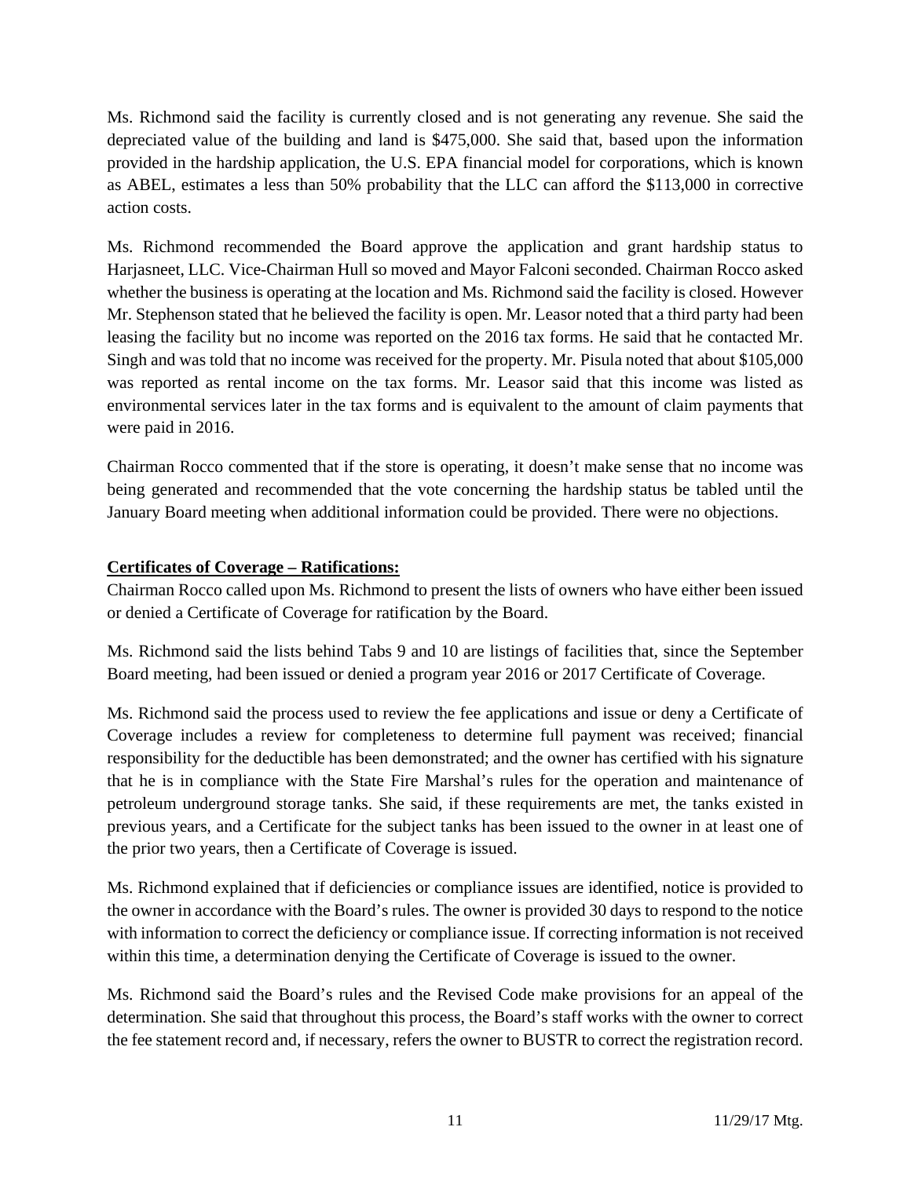Ms. Richmond said the facility is currently closed and is not generating any revenue. She said the depreciated value of the building and land is $475,000. She said that, based upon the information provided in the hardship application, the U.S. EPA financial model for corporations, which is known as ABEL, estimates a less than 50% probability that the LLC can afford the $113,000 in corrective action costs.

Ms. Richmond recommended the Board approve the application and grant hardship status to Harjasneet, LLC. Vice-Chairman Hull so moved and Mayor Falconi seconded. Chairman Rocco asked whether the business is operating at the location and Ms. Richmond said the facility is closed. However Mr. Stephenson stated that he believed the facility is open. Mr. Leasor noted that a third party had been leasing the facility but no income was reported on the 2016 tax forms. He said that he contacted Mr. Singh and was told that no income was received for the property. Mr. Pisula noted that about $105,000 was reported as rental income on the tax forms. Mr. Leasor said that this income was listed as environmental services later in the tax forms and is equivalent to the amount of claim payments that were paid in 2016.

Chairman Rocco commented that if the store is operating, it doesn't make sense that no income was being generated and recommended that the vote concerning the hardship status be tabled until the January Board meeting when additional information could be provided. There were no objections.

**Certificates of Coverage – Ratifications:**

Chairman Rocco called upon Ms. Richmond to present the lists of owners who have either been issued or denied a Certificate of Coverage for ratification by the Board.

Ms. Richmond said the lists behind Tabs 9 and 10 are listings of facilities that, since the September Board meeting, had been issued or denied a program year 2016 or 2017 Certificate of Coverage.

Ms. Richmond said the process used to review the fee applications and issue or deny a Certificate of Coverage includes a review for completeness to determine full payment was received; financial responsibility for the deductible has been demonstrated; and the owner has certified with his signature that he is in compliance with the State Fire Marshal's rules for the operation and maintenance of petroleum underground storage tanks. She said, if these requirements are met, the tanks existed in previous years, and a Certificate for the subject tanks has been issued to the owner in at least one of the prior two years, then a Certificate of Coverage is issued.

Ms. Richmond explained that if deficiencies or compliance issues are identified, notice is provided to the owner in accordance with the Board's rules. The owner is provided 30 days to respond to the notice with information to correct the deficiency or compliance issue. If correcting information is not received within this time, a determination denying the Certificate of Coverage is issued to the owner.

Ms. Richmond said the Board's rules and the Revised Code make provisions for an appeal of the determination. She said that throughout this process, the Board's staff works with the owner to correct the fee statement record and, if necessary, refers the owner to BUSTR to correct the registration record.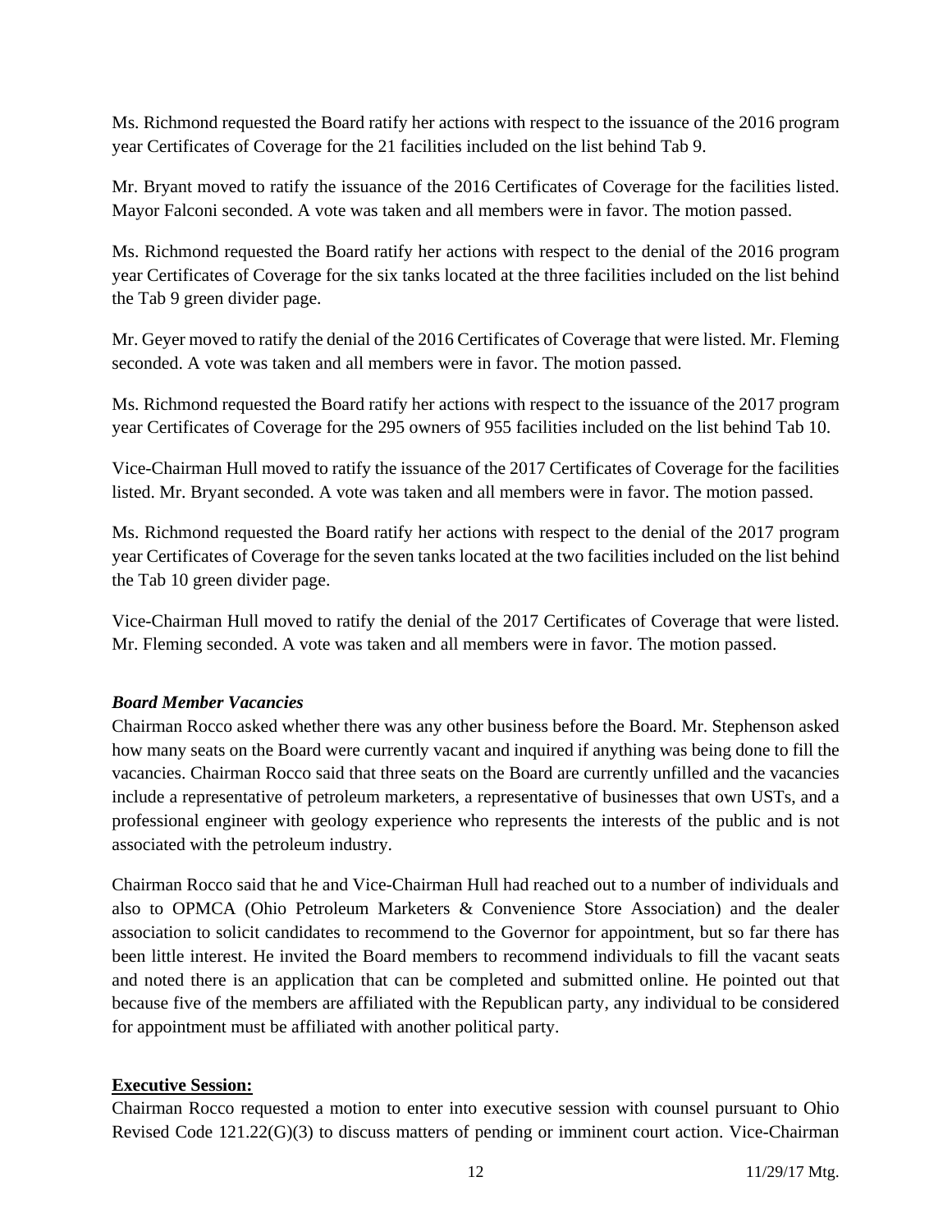Ms. Richmond requested the Board ratify her actions with respect to the issuance of the 2016 program year Certificates of Coverage for the 21 facilities included on the list behind Tab 9.

Mr. Bryant moved to ratify the issuance of the 2016 Certificates of Coverage for the facilities listed. Mayor Falconi seconded. A vote was taken and all members were in favor. The motion passed.

Ms. Richmond requested the Board ratify her actions with respect to the denial of the 2016 program year Certificates of Coverage for the six tanks located at the three facilities included on the list behind the Tab 9 green divider page.

Mr. Geyer moved to ratify the denial of the 2016 Certificates of Coverage that were listed. Mr. Fleming seconded. A vote was taken and all members were in favor. The motion passed.

Ms. Richmond requested the Board ratify her actions with respect to the issuance of the 2017 program year Certificates of Coverage for the 295 owners of 955 facilities included on the list behind Tab 10.

Vice-Chairman Hull moved to ratify the issuance of the 2017 Certificates of Coverage for the facilities listed. Mr. Bryant seconded. A vote was taken and all members were in favor. The motion passed.

Ms. Richmond requested the Board ratify her actions with respect to the denial of the 2017 program year Certificates of Coverage for the seven tanks located at the two facilities included on the list behind the Tab 10 green divider page.

Vice-Chairman Hull moved to ratify the denial of the 2017 Certificates of Coverage that were listed. Mr. Fleming seconded. A vote was taken and all members were in favor. The motion passed.

### *Board Member Vacancies*

Chairman Rocco asked whether there was any other business before the Board. Mr. Stephenson asked how many seats on the Board were currently vacant and inquired if anything was being done to fill the vacancies. Chairman Rocco said that three seats on the Board are currently unfilled and the vacancies include a representative of petroleum marketers, a representative of businesses that own USTs, and a professional engineer with geology experience who represents the interests of the public and is not associated with the petroleum industry.

Chairman Rocco said that he and Vice-Chairman Hull had reached out to a number of individuals and also to OPMCA (Ohio Petroleum Marketers & Convenience Store Association) and the dealer association to solicit candidates to recommend to the Governor for appointment, but so far there has been little interest. He invited the Board members to recommend individuals to fill the vacant seats and noted there is an application that can be completed and submitted online. He pointed out that because five of the members are affiliated with the Republican party, any individual to be considered for appointment must be affiliated with another political party.

## **Executive Session:**

Chairman Rocco requested a motion to enter into executive session with counsel pursuant to Ohio Revised Code 121.22(G)(3) to discuss matters of pending or imminent court action. Vice-Chairman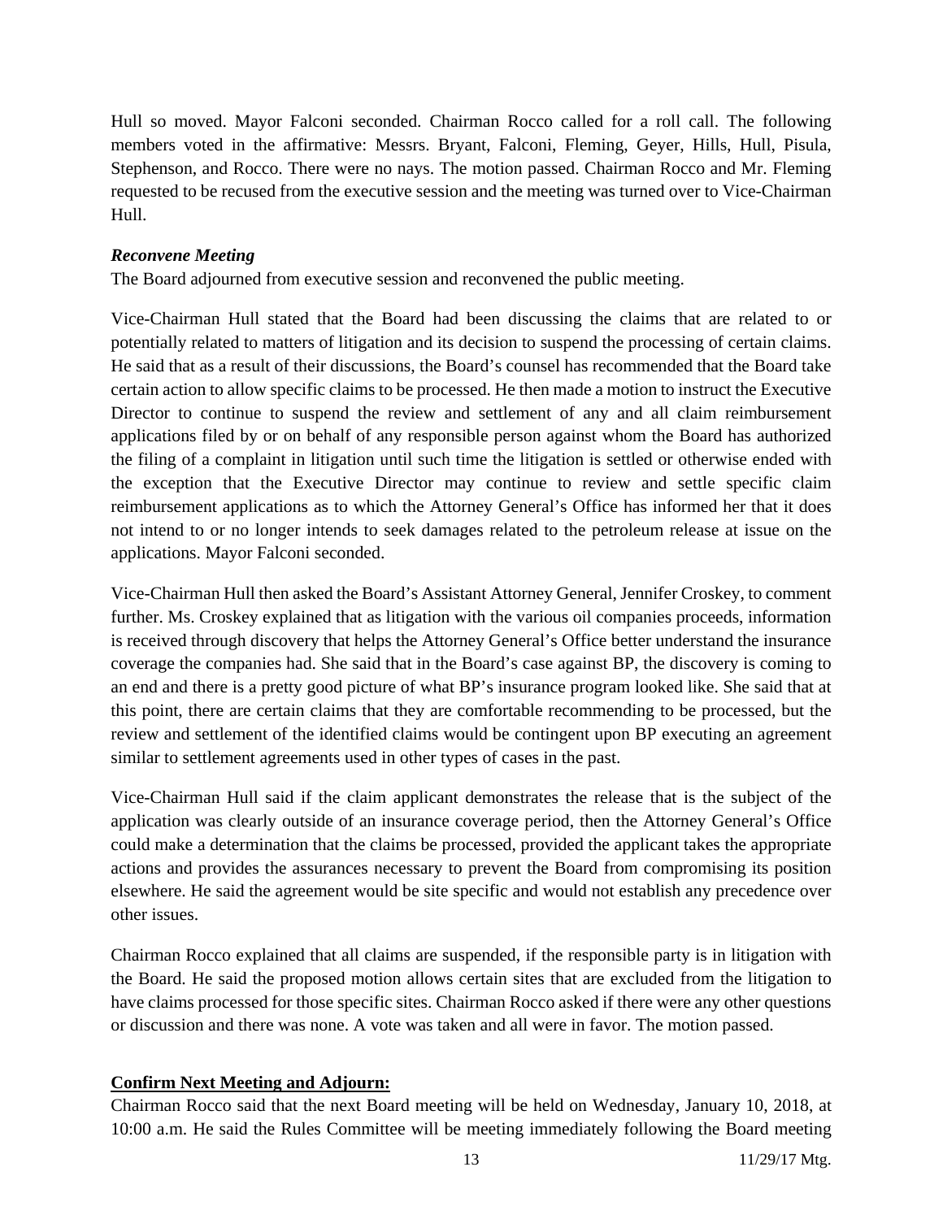Hull so moved. Mayor Falconi seconded. Chairman Rocco called for a roll call. The following members voted in the affirmative: Messrs. Bryant, Falconi, Fleming, Geyer, Hills, Hull, Pisula, Stephenson, and Rocco. There were no nays. The motion passed. Chairman Rocco and Mr. Fleming requested to be recused from the executive session and the meeting was turned over to Vice-Chairman Hull.

***Reconvene Meeting***

The Board adjourned from executive session and reconvened the public meeting.

Vice-Chairman Hull stated that the Board had been discussing the claims that are related to or potentially related to matters of litigation and its decision to suspend the processing of certain claims. He said that as a result of their discussions, the Board's counsel has recommended that the Board take certain action to allow specific claims to be processed. He then made a motion to instruct the Executive Director to continue to suspend the review and settlement of any and all claim reimbursement applications filed by or on behalf of any responsible person against whom the Board has authorized the filing of a complaint in litigation until such time the litigation is settled or otherwise ended with the exception that the Executive Director may continue to review and settle specific claim reimbursement applications as to which the Attorney General's Office has informed her that it does not intend to or no longer intends to seek damages related to the petroleum release at issue on the applications. Mayor Falconi seconded.

Vice-Chairman Hull then asked the Board's Assistant Attorney General, Jennifer Croskey, to comment further. Ms. Croskey explained that as litigation with the various oil companies proceeds, information is received through discovery that helps the Attorney General's Office better understand the insurance coverage the companies had. She said that in the Board's case against BP, the discovery is coming to an end and there is a pretty good picture of what BP's insurance program looked like. She said that at this point, there are certain claims that they are comfortable recommending to be processed, but the review and settlement of the identified claims would be contingent upon BP executing an agreement similar to settlement agreements used in other types of cases in the past.

Vice-Chairman Hull said if the claim applicant demonstrates the release that is the subject of the application was clearly outside of an insurance coverage period, then the Attorney General's Office could make a determination that the claims be processed, provided the applicant takes the appropriate actions and provides the assurances necessary to prevent the Board from compromising its position elsewhere. He said the agreement would be site specific and would not establish any precedence over other issues.

Chairman Rocco explained that all claims are suspended, if the responsible party is in litigation with the Board. He said the proposed motion allows certain sites that are excluded from the litigation to have claims processed for those specific sites. Chairman Rocco asked if there were any other questions or discussion and there was none. A vote was taken and all were in favor. The motion passed.

**Confirm Next Meeting and Adjourn:**

Chairman Rocco said that the next Board meeting will be held on Wednesday, January 10, 2018, at 10:00 a.m. He said the Rules Committee will be meeting immediately following the Board meeting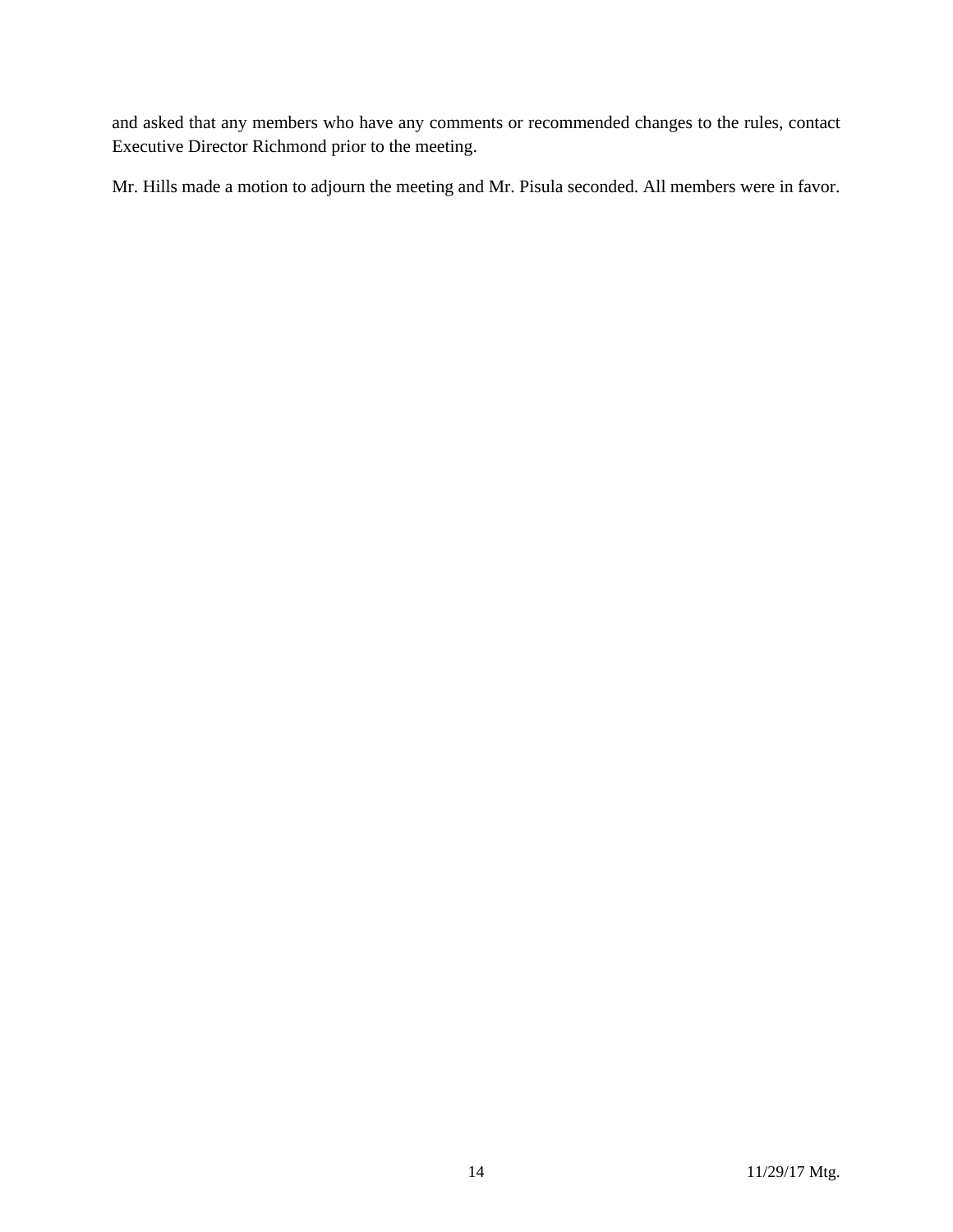and asked that any members who have any comments or recommended changes to the rules, contact Executive Director Richmond prior to the meeting.

Mr. Hills made a motion to adjourn the meeting and Mr. Pisula seconded. All members were in favor.